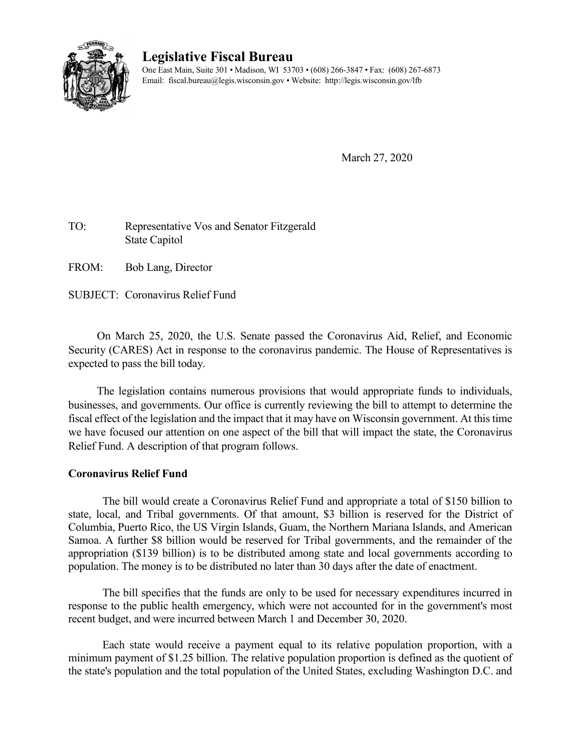# Legislative Fiscal Bureau

One East Main, Suite 301 • Madison, WI 53703 • (608) 266-3847 • Fax: (608) 267-6873
Email: fiscal.bureau@legis.wisconsin.gov • Website: http://legis.wisconsin.gov/lfb

March 27, 2020

TO: Representative Vos and Senator Fitzgerald
State Capitol

FROM: Bob Lang, Director

SUBJECT: Coronavirus Relief Fund

On March 25, 2020, the U.S. Senate passed the Coronavirus Aid, Relief, and Economic Security (CARES) Act in response to the coronavirus pandemic. The House of Representatives is expected to pass the bill today.

The legislation contains numerous provisions that would appropriate funds to individuals, businesses, and governments. Our office is currently reviewing the bill to attempt to determine the fiscal effect of the legislation and the impact that it may have on Wisconsin government. At this time we have focused our attention on one aspect of the bill that will impact the state, the Coronavirus Relief Fund. A description of that program follows.

**Coronavirus Relief Fund**

The bill would create a Coronavirus Relief Fund and appropriate a total of $150 billion to state, local, and Tribal governments. Of that amount, $3 billion is reserved for the District of Columbia, Puerto Rico, the US Virgin Islands, Guam, the Northern Mariana Islands, and American Samoa. A further $8 billion would be reserved for Tribal governments, and the remainder of the appropriation ($139 billion) is to be distributed among state and local governments according to population. The money is to be distributed no later than 30 days after the date of enactment.

The bill specifies that the funds are only to be used for necessary expenditures incurred in response to the public health emergency, which were not accounted for in the government's most recent budget, and were incurred between March 1 and December 30, 2020.

Each state would receive a payment equal to its relative population proportion, with a minimum payment of $1.25 billion. The relative population proportion is defined as the quotient of the state's population and the total population of the United States, excluding Washington D.C. and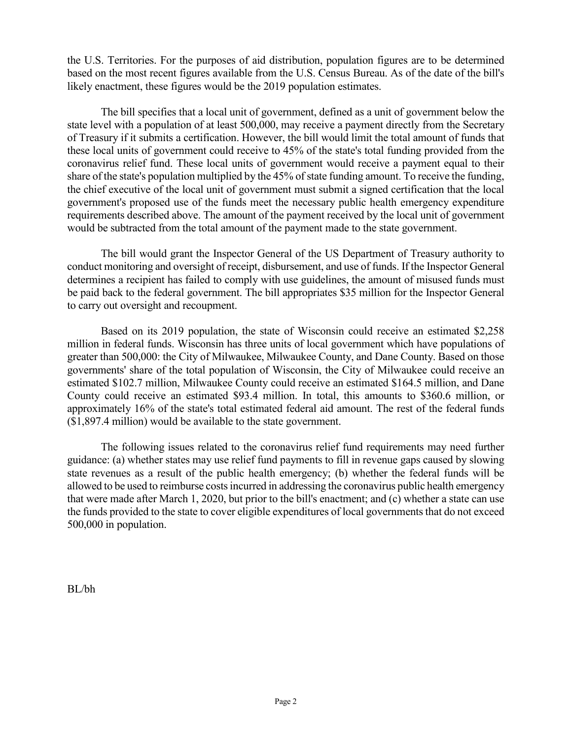the U.S. Territories. For the purposes of aid distribution, population figures are to be determined based on the most recent figures available from the U.S. Census Bureau. As of the date of the bill's likely enactment, these figures would be the 2019 population estimates.

The bill specifies that a local unit of government, defined as a unit of government below the state level with a population of at least 500,000, may receive a payment directly from the Secretary of Treasury if it submits a certification. However, the bill would limit the total amount of funds that these local units of government could receive to 45% of the state's total funding provided from the coronavirus relief fund. These local units of government would receive a payment equal to their share of the state's population multiplied by the 45% of state funding amount. To receive the funding, the chief executive of the local unit of government must submit a signed certification that the local government's proposed use of the funds meet the necessary public health emergency expenditure requirements described above. The amount of the payment received by the local unit of government would be subtracted from the total amount of the payment made to the state government.

The bill would grant the Inspector General of the US Department of Treasury authority to conduct monitoring and oversight of receipt, disbursement, and use of funds. If the Inspector General determines a recipient has failed to comply with use guidelines, the amount of misused funds must be paid back to the federal government. The bill appropriates $35 million for the Inspector General to carry out oversight and recoupment.

Based on its 2019 population, the state of Wisconsin could receive an estimated $2,258 million in federal funds. Wisconsin has three units of local government which have populations of greater than 500,000: the City of Milwaukee, Milwaukee County, and Dane County. Based on those governments' share of the total population of Wisconsin, the City of Milwaukee could receive an estimated $102.7 million, Milwaukee County could receive an estimated $164.5 million, and Dane County could receive an estimated $93.4 million. In total, this amounts to $360.6 million, or approximately 16% of the state's total estimated federal aid amount. The rest of the federal funds ($1,897.4 million) would be available to the state government.

The following issues related to the coronavirus relief fund requirements may need further guidance: (a) whether states may use relief fund payments to fill in revenue gaps caused by slowing state revenues as a result of the public health emergency; (b) whether the federal funds will be allowed to be used to reimburse costs incurred in addressing the coronavirus public health emergency that were made after March 1, 2020, but prior to the bill's enactment; and (c) whether a state can use the funds provided to the state to cover eligible expenditures of local governments that do not exceed 500,000 in population.

BL/bh